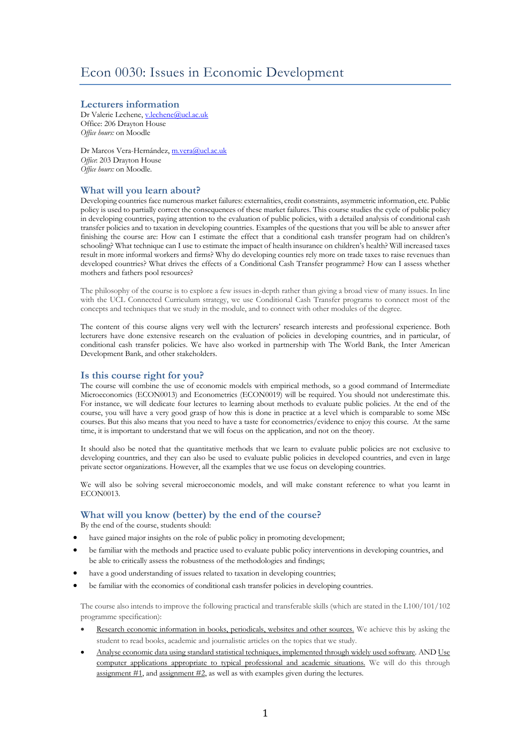# Econ 0030: Issues in Economic Development

## Lecturers information

Dr Valerie Lechene, v.lechene@ucl.ac.uk
Office: 206 Drayton House
*Office hours:* on Moodle

Dr Marcos Vera-Hernández, m.vera@ucl.ac.uk
*Office*: 203 Drayton House
*Office hours:* on Moodle.

## What will you learn about?

Developing countries face numerous market failures: externalities, credit constraints, asymmetric information, etc. Public policy is used to partially correct the consequences of these market failures. This course studies the cycle of public policy in developing countries, paying attention to the evaluation of public policies, with a detailed analysis of conditional cash transfer policies and to taxation in developing countries. Examples of the questions that you will be able to answer after finishing the course are: How can I estimate the effect that a conditional cash transfer program had on children's schooling? What technique can I use to estimate the impact of health insurance on children's health? Will increased taxes result in more informal workers and firms? Why do developing counties rely more on trade taxes to raise revenues than developed countries? What drives the effects of a Conditional Cash Transfer programme? How can I assess whether mothers and fathers pool resources?

The philosophy of the course is to explore a few issues in-depth rather than giving a broad view of many issues. In line with the UCL Connected Curriculum strategy, we use Conditional Cash Transfer programs to connect most of the concepts and techniques that we study in the module, and to connect with other modules of the degree.

The content of this course aligns very well with the lecturers' research interests and professional experience. Both lecturers have done extensive research on the evaluation of policies in developing countries, and in particular, of conditional cash transfer policies. We have also worked in partnership with The World Bank, the Inter American Development Bank, and other stakeholders.

## Is this course right for you?

The course will combine the use of economic models with empirical methods, so a good command of Intermediate Microeconomics (ECON0013) and Econometrics (ECON0019) will be required. You should not underestimate this. For instance, we will dedicate four lectures to learning about methods to evaluate public policies. At the end of the course, you will have a very good grasp of how this is done in practice at a level which is comparable to some MSc courses. But this also means that you need to have a taste for econometrics/evidence to enjoy this course. At the same time, it is important to understand that we will focus on the application, and not on the theory.

It should also be noted that the quantitative methods that we learn to evaluate public policies are not exclusive to developing countries, and they can also be used to evaluate public policies in developed countries, and even in large private sector organizations. However, all the examples that we use focus on developing countries.

We will also be solving several microeconomic models, and will make constant reference to what you learnt in ECON0013.

## What will you know (better) by the end of the course?

By the end of the course, students should:

- have gained major insights on the role of public policy in promoting development;
- be familiar with the methods and practice used to evaluate public policy interventions in developing countries, and be able to critically assess the robustness of the methodologies and findings;
- have a good understanding of issues related to taxation in developing countries;
- be familiar with the economics of conditional cash transfer policies in developing countries.

The course also intends to improve the following practical and transferable skills (which are stated in the L100/101/102 programme specification):

- Research economic information in books, periodicals, websites and other sources. We achieve this by asking the student to read books, academic and journalistic articles on the topics that we study.
- Analyse economic data using standard statistical techniques, implemented through widely used software. AND Use computer applications appropriate to typical professional and academic situations. We will do this through assignment #1, and assignment #2, as well as with examples given during the lectures.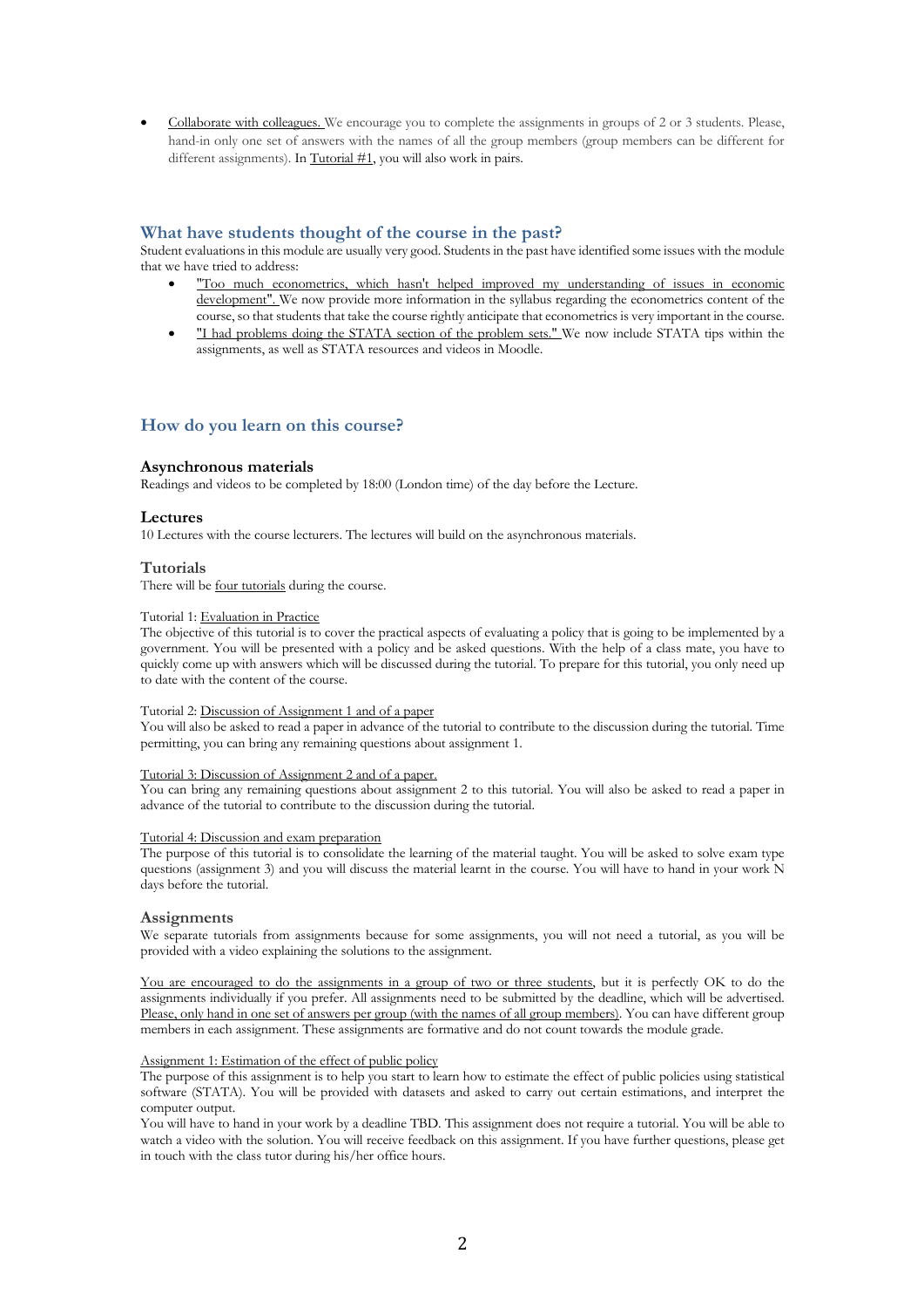- Collaborate with colleagues. We encourage you to complete the assignments in groups of 2 or 3 students. Please, hand-in only one set of answers with the names of all the group members (group members can be different for different assignments). In Tutorial #1, you will also work in pairs.

## What have students thought of the course in the past?

Student evaluations in this module are usually very good. Students in the past have identified some issues with the module that we have tried to address:

- "Too much econometrics, which hasn't helped improved my understanding of issues in economic development". We now provide more information in the syllabus regarding the econometrics content of the course, so that students that take the course rightly anticipate that econometrics is very important in the course.
- "I had problems doing the STATA section of the problem sets." We now include STATA tips within the assignments, as well as STATA resources and videos in Moodle.

## How do you learn on this course?

### Asynchronous materials

Readings and videos to be completed by 18:00 (London time) of the day before the Lecture.

### Lectures

10 Lectures with the course lecturers. The lectures will build on the asynchronous materials.

### Tutorials

There will be four tutorials during the course.

Tutorial 1: Evaluation in Practice

The objective of this tutorial is to cover the practical aspects of evaluating a policy that is going to be implemented by a government. You will be presented with a policy and be asked questions. With the help of a class mate, you have to quickly come up with answers which will be discussed during the tutorial. To prepare for this tutorial, you only need up to date with the content of the course.

Tutorial 2: Discussion of Assignment 1 and of a paper

You will also be asked to read a paper in advance of the tutorial to contribute to the discussion during the tutorial. Time permitting, you can bring any remaining questions about assignment 1.

Tutorial 3: Discussion of Assignment 2 and of a paper.

You can bring any remaining questions about assignment 2 to this tutorial. You will also be asked to read a paper in advance of the tutorial to contribute to the discussion during the tutorial.

Tutorial 4: Discussion and exam preparation

The purpose of this tutorial is to consolidate the learning of the material taught. You will be asked to solve exam type questions (assignment 3) and you will discuss the material learnt in the course. You will have to hand in your work N days before the tutorial.

### Assignments

We separate tutorials from assignments because for some assignments, you will not need a tutorial, as you will be provided with a video explaining the solutions to the assignment.

You are encouraged to do the assignments in a group of two or three students, but it is perfectly OK to do the assignments individually if you prefer. All assignments need to be submitted by the deadline, which will be advertised. Please, only hand in one set of answers per group (with the names of all group members). You can have different group members in each assignment. These assignments are formative and do not count towards the module grade.

Assignment 1: Estimation of the effect of public policy

The purpose of this assignment is to help you start to learn how to estimate the effect of public policies using statistical software (STATA). You will be provided with datasets and asked to carry out certain estimations, and interpret the computer output.

You will have to hand in your work by a deadline TBD. This assignment does not require a tutorial. You will be able to watch a video with the solution. You will receive feedback on this assignment. If you have further questions, please get in touch with the class tutor during his/her office hours.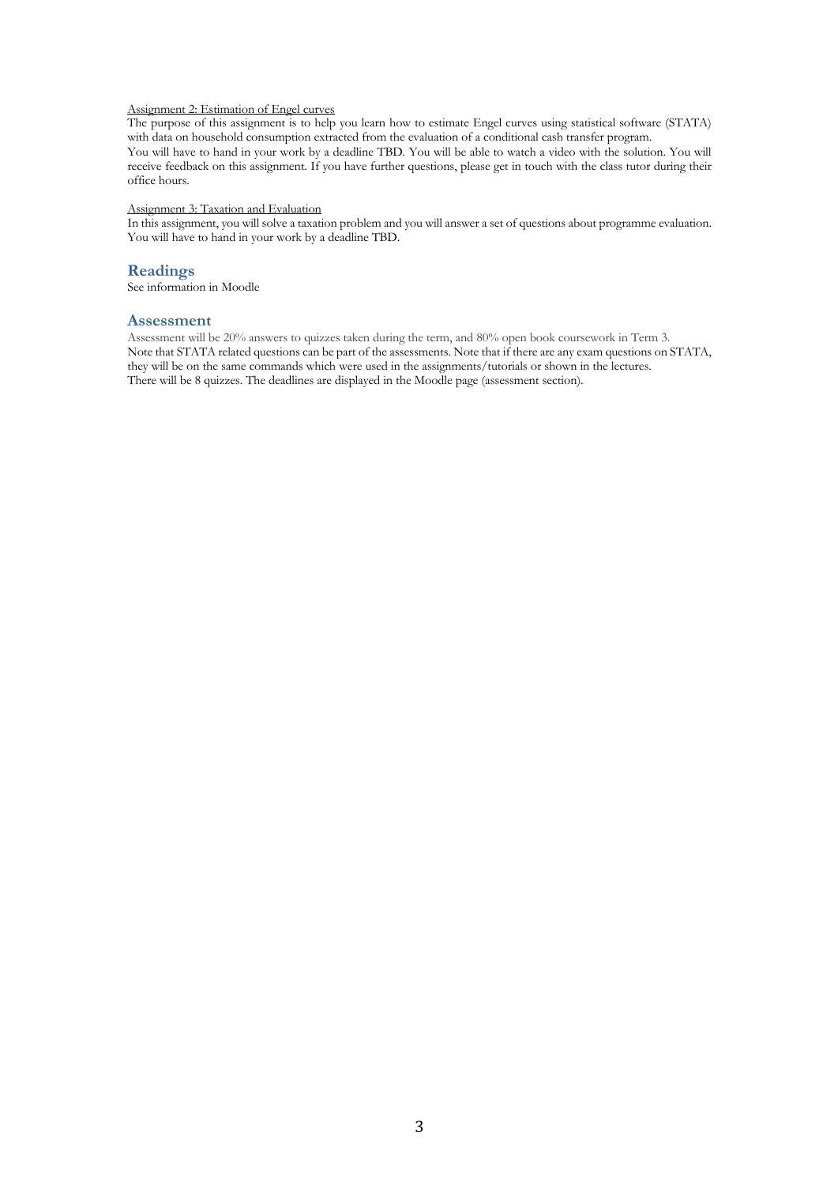Assignment 2: Estimation of Engel curves

The purpose of this assignment is to help you learn how to estimate Engel curves using statistical software (STATA) with data on household consumption extracted from the evaluation of a conditional cash transfer program.
You will have to hand in your work by a deadline TBD. You will be able to watch a video with the solution. You will receive feedback on this assignment. If you have further questions, please get in touch with the class tutor during their office hours.

Assignment 3: Taxation and Evaluation

In this assignment, you will solve a taxation problem and you will answer a set of questions about programme evaluation. You will have to hand in your work by a deadline TBD.

## Readings

See information in Moodle

## Assessment

Assessment will be 20% answers to quizzes taken during the term, and 80% open book coursework in Term 3.
Note that STATA related questions can be part of the assessments. Note that if there are any exam questions on STATA, they will be on the same commands which were used in the assignments/tutorials or shown in the lectures.
There will be 8 quizzes. The deadlines are displayed in the Moodle page (assessment section).